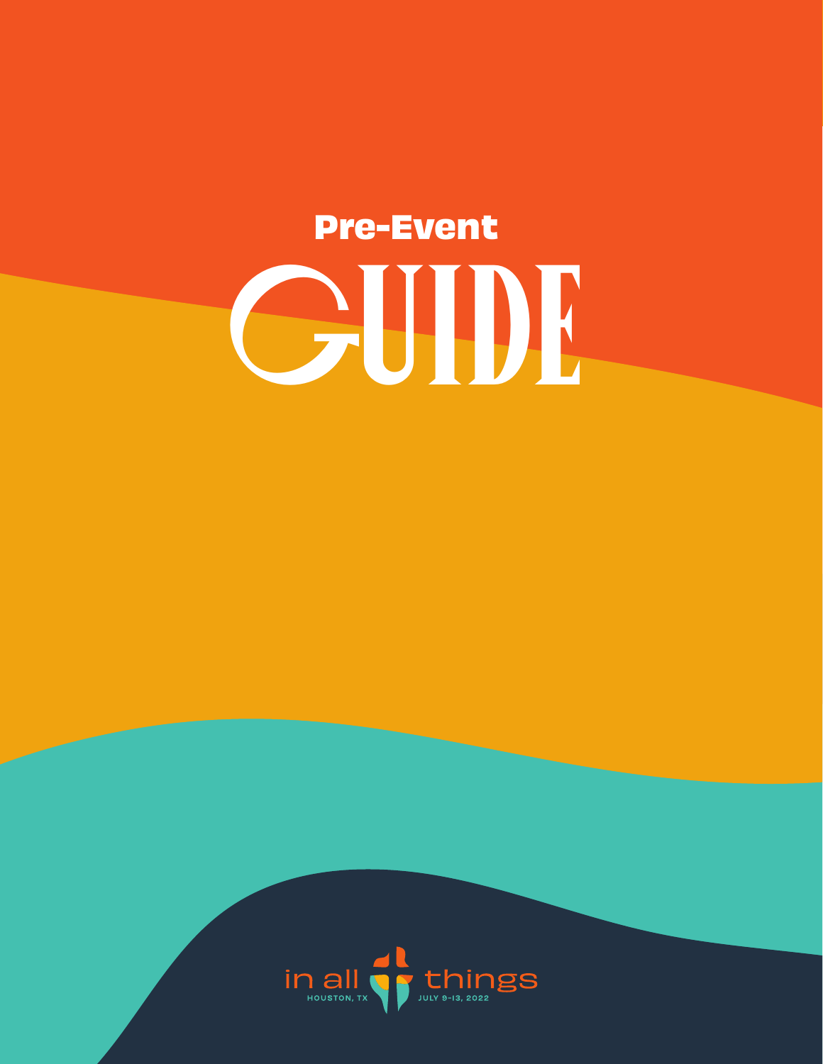# Pre-Event GUIDE

in all things

HOUSTON, TX

JULY 9-13, 2022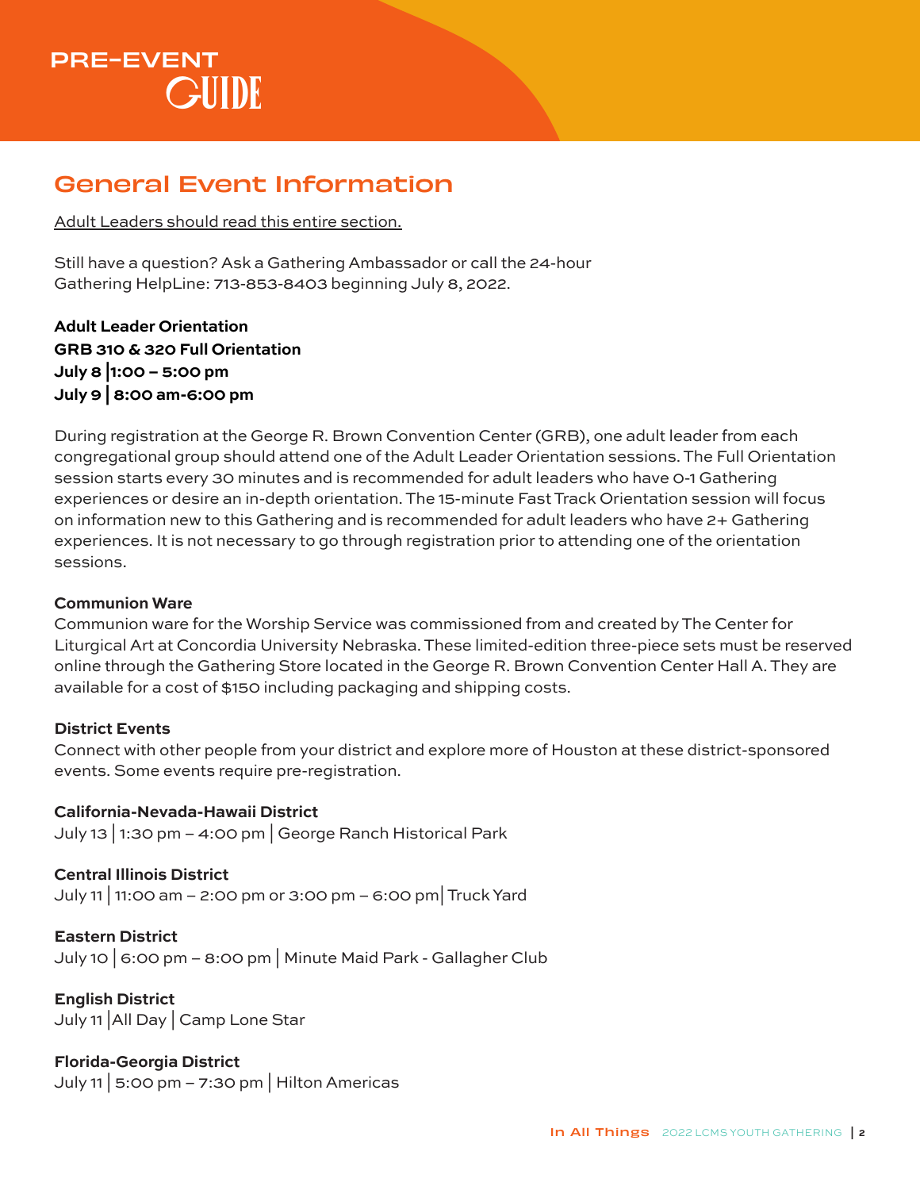## General Event Information

Adult Leaders should read this entire section.

Still have a question? Ask a Gathering Ambassador or call the 24-hour Gathering HelpLine: 713-853-8403 beginning July 8, 2022.

**Adult Leader Orientation**
**GRB 310 & 320 Full Orientation**
**July 8 | 1:00 – 5:00 pm**
**July 9 | 8:00 am-6:00 pm**

During registration at the George R. Brown Convention Center (GRB), one adult leader from each congregational group should attend one of the Adult Leader Orientation sessions. The Full Orientation session starts every 30 minutes and is recommended for adult leaders who have 0-1 Gathering experiences or desire an in-depth orientation. The 15-minute Fast Track Orientation session will focus on information new to this Gathering and is recommended for adult leaders who have 2+ Gathering experiences. It is not necessary to go through registration prior to attending one of the orientation sessions.

**Communion Ware**
Communion ware for the Worship Service was commissioned from and created by The Center for Liturgical Art at Concordia University Nebraska. These limited-edition three-piece sets must be reserved online through the Gathering Store located in the George R. Brown Convention Center Hall A. They are available for a cost of $150 including packaging and shipping costs.

**District Events**
Connect with other people from your district and explore more of Houston at these district-sponsored events. Some events require pre-registration.

**California-Nevada-Hawaii District**
July 13 | 1:30 pm – 4:00 pm | George Ranch Historical Park

**Central Illinois District**
July 11 | 11:00 am – 2:00 pm or 3:00 pm – 6:00 pm | Truck Yard

**Eastern District**
July 10 | 6:00 pm – 8:00 pm | Minute Maid Park - Gallagher Club

**English District**
July 11 | All Day | Camp Lone Star

**Florida-Georgia District**
July 11 | 5:00 pm – 7:30 pm | Hilton Americas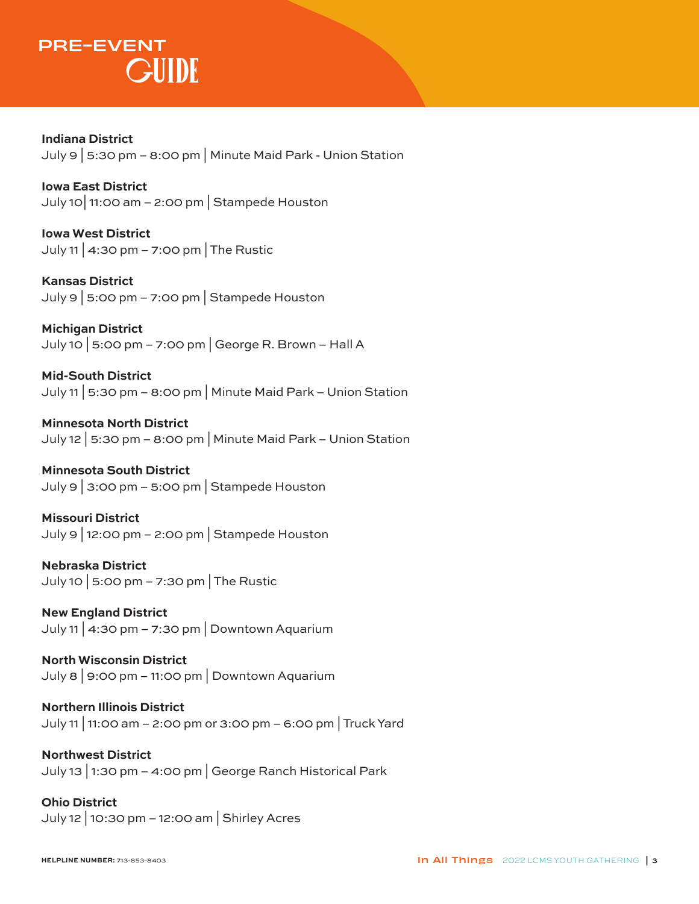# PRE-EVENT GUIDE

**Indiana District**
July 9 | 5:30 pm – 8:00 pm | Minute Maid Park - Union Station

**Iowa East District**
July 10| 11:00 am – 2:00 pm | Stampede Houston

**Iowa West District**
July 11 | 4:30 pm – 7:00 pm | The Rustic

**Kansas District**
July 9 | 5:00 pm – 7:00 pm | Stampede Houston

**Michigan District**
July 10 | 5:00 pm – 7:00 pm | George R. Brown – Hall A

**Mid-South District**
July 11 | 5:30 pm – 8:00 pm | Minute Maid Park – Union Station

**Minnesota North District**
July 12 | 5:30 pm – 8:00 pm | Minute Maid Park – Union Station

**Minnesota South District**
July 9 | 3:00 pm – 5:00 pm | Stampede Houston

**Missouri District**
July 9 | 12:00 pm – 2:00 pm | Stampede Houston

**Nebraska District**
July 10 | 5:00 pm – 7:30 pm | The Rustic

**New England District**
July 11 | 4:30 pm – 7:30 pm | Downtown Aquarium

**North Wisconsin District**
July 8 | 9:00 pm – 11:00 pm | Downtown Aquarium

**Northern Illinois District**
July 11 | 11:00 am – 2:00 pm or 3:00 pm – 6:00 pm | Truck Yard

**Northwest District**
July 13 | 1:30 pm – 4:00 pm | George Ranch Historical Park

**Ohio District**
July 12 | 10:30 pm – 12:00 am | Shirley Acres

**HELPLINE NUMBER:** 713-853-8403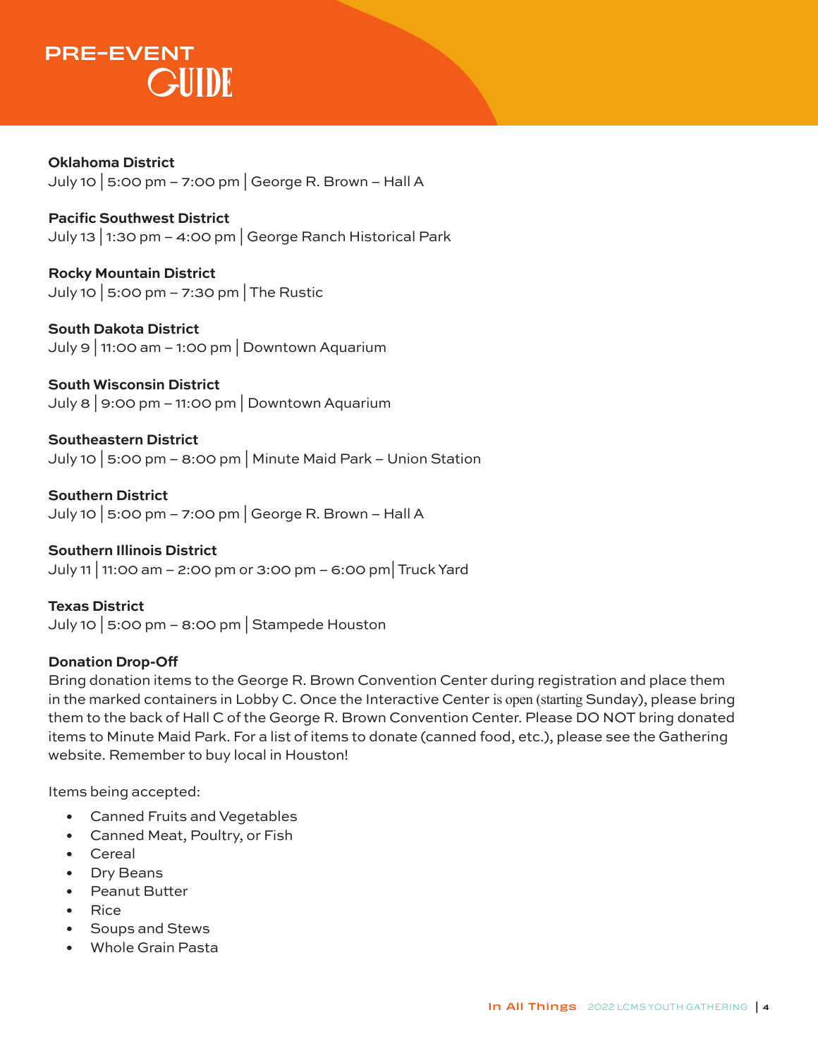# PRE-EVENT GUIDE

**Oklahoma District**
July 10 | 5:00 pm – 7:00 pm | George R. Brown – Hall A

**Pacific Southwest District**
July 13 | 1:30 pm – 4:00 pm | George Ranch Historical Park

**Rocky Mountain District**
July 10 | 5:00 pm – 7:30 pm | The Rustic

**South Dakota District**
July 9 | 11:00 am – 1:00 pm | Downtown Aquarium

**South Wisconsin District**
July 8 | 9:00 pm – 11:00 pm | Downtown Aquarium

**Southeastern District**
July 10 | 5:00 pm – 8:00 pm | Minute Maid Park – Union Station

**Southern District**
July 10 | 5:00 pm – 7:00 pm | George R. Brown – Hall A

**Southern Illinois District**
July 11 | 11:00 am – 2:00 pm or 3:00 pm – 6:00 pm| Truck Yard

**Texas District**
July 10 | 5:00 pm – 8:00 pm | Stampede Houston

**Donation Drop-Off**
Bring donation items to the George R. Brown Convention Center during registration and place them in the marked containers in Lobby C. Once the Interactive Center is open (starting Sunday), please bring them to the back of Hall C of the George R. Brown Convention Center. Please DO NOT bring donated items to Minute Maid Park. For a list of items to donate (canned food, etc.), please see the Gathering website. Remember to buy local in Houston!

Items being accepted:

- Canned Fruits and Vegetables
- Canned Meat, Poultry, or Fish
- Cereal
- Dry Beans
- Peanut Butter
- Rice
- Soups and Stews
- Whole Grain Pasta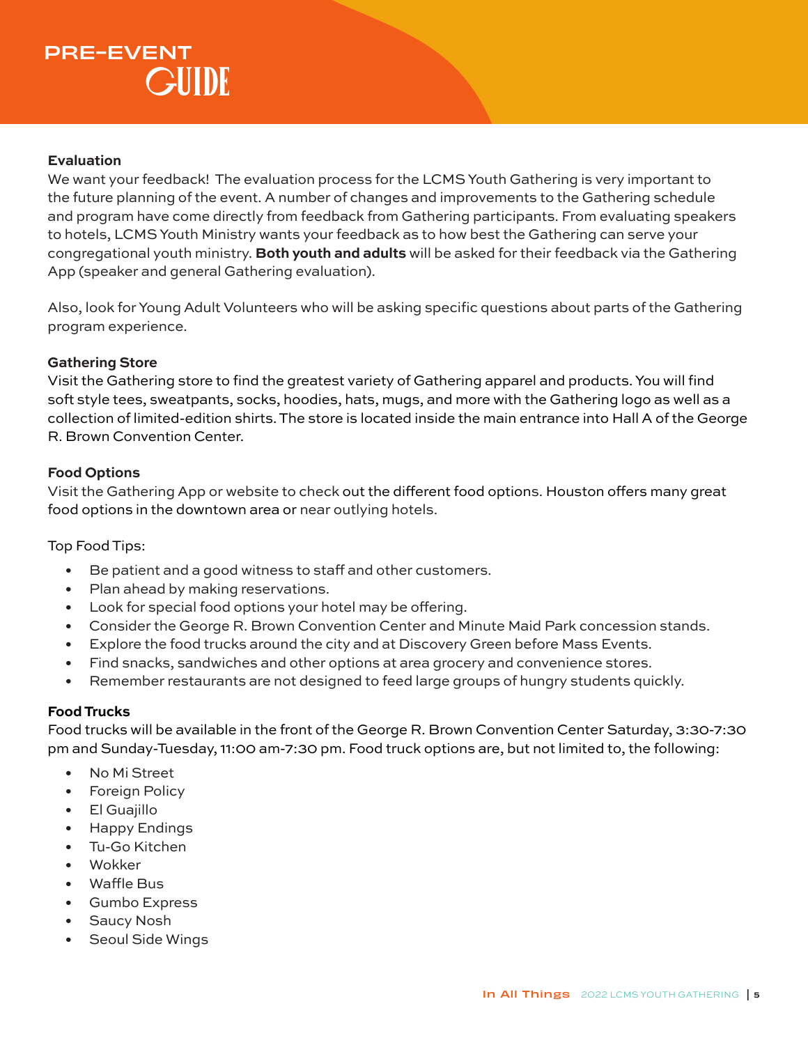## Evaluation

We want your feedback! The evaluation process for the LCMS Youth Gathering is very important to the future planning of the event. A number of changes and improvements to the Gathering schedule and program have come directly from feedback from Gathering participants. From evaluating speakers to hotels, LCMS Youth Ministry wants your feedback as to how best the Gathering can serve your congregational youth ministry. **Both youth and adults** will be asked for their feedback via the Gathering App (speaker and general Gathering evaluation).

Also, look for Young Adult Volunteers who will be asking specific questions about parts of the Gathering program experience.

## Gathering Store

Visit the Gathering store to find the greatest variety of Gathering apparel and products. You will find soft style tees, sweatpants, socks, hoodies, hats, mugs, and more with the Gathering logo as well as a collection of limited-edition shirts. The store is located inside the main entrance into Hall A of the George R. Brown Convention Center.

## Food Options

Visit the Gathering App or website to check out the different food options. Houston offers many great food options in the downtown area or near outlying hotels.

Top Food Tips:

- Be patient and a good witness to staff and other customers.
- Plan ahead by making reservations.
- Look for special food options your hotel may be offering.
- Consider the George R. Brown Convention Center and Minute Maid Park concession stands.
- Explore the food trucks around the city and at Discovery Green before Mass Events.
- Find snacks, sandwiches and other options at area grocery and convenience stores.
- Remember restaurants are not designed to feed large groups of hungry students quickly.

## Food Trucks

Food trucks will be available in the front of the George R. Brown Convention Center Saturday, 3:30-7:30 pm and Sunday-Tuesday, 11:00 am-7:30 pm. Food truck options are, but not limited to, the following:

- No Mi Street
- Foreign Policy
- El Guajillo
- Happy Endings
- Tu-Go Kitchen
- Wokker
- Waffle Bus
- Gumbo Express
- Saucy Nosh
- Seoul Side Wings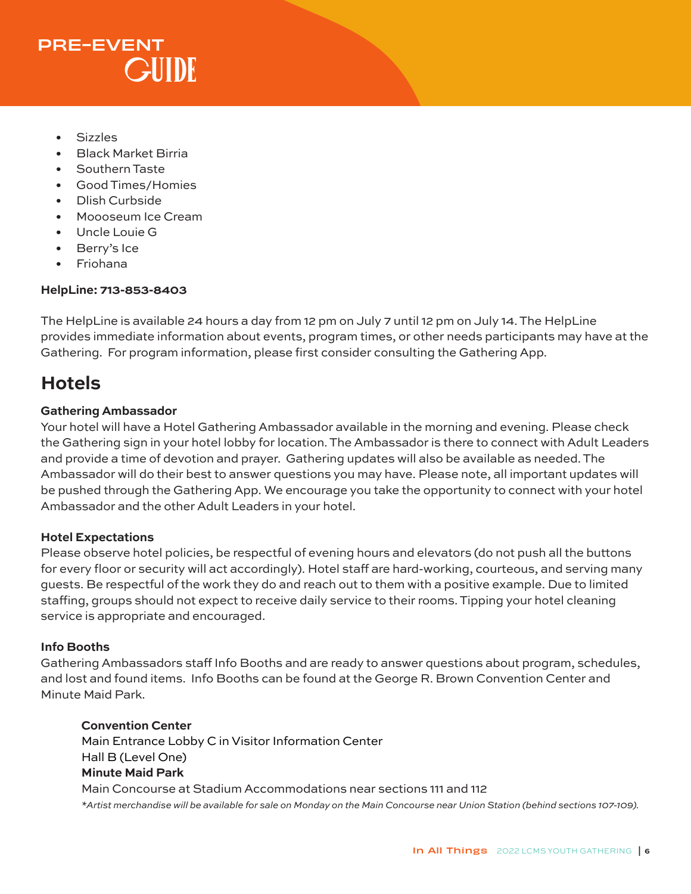- Sizzles
- Black Market Birria
- Southern Taste
- Good Times/Homies
- Dlish Curbside
- Moooseum Ice Cream
- Uncle Louie G
- Berry's Ice
- Friohana

**HelpLine: 713-853-8403**

The HelpLine is available 24 hours a day from 12 pm on July 7 until 12 pm on July 14. The HelpLine provides immediate information about events, program times, or other needs participants may have at the Gathering. For program information, please first consider consulting the Gathering App.

## Hotels

**Gathering Ambassador**

Your hotel will have a Hotel Gathering Ambassador available in the morning and evening. Please check the Gathering sign in your hotel lobby for location. The Ambassador is there to connect with Adult Leaders and provide a time of devotion and prayer. Gathering updates will also be available as needed. The Ambassador will do their best to answer questions you may have. Please note, all important updates will be pushed through the Gathering App. We encourage you take the opportunity to connect with your hotel Ambassador and the other Adult Leaders in your hotel.

**Hotel Expectations**

Please observe hotel policies, be respectful of evening hours and elevators (do not push all the buttons for every floor or security will act accordingly). Hotel staff are hard-working, courteous, and serving many guests. Be respectful of the work they do and reach out to them with a positive example. Due to limited staffing, groups should not expect to receive daily service to their rooms. Tipping your hotel cleaning service is appropriate and encouraged.

**Info Booths**

Gathering Ambassadors staff Info Booths and are ready to answer questions about program, schedules, and lost and found items. Info Booths can be found at the George R. Brown Convention Center and Minute Maid Park.

**Convention Center**
Main Entrance Lobby C in Visitor Information Center
Hall B (Level One)
**Minute Maid Park**
Main Concourse at Stadium Accommodations near sections 111 and 112

*\*Artist merchandise will be available for sale on Monday on the Main Concourse near Union Station (behind sections 107-109).*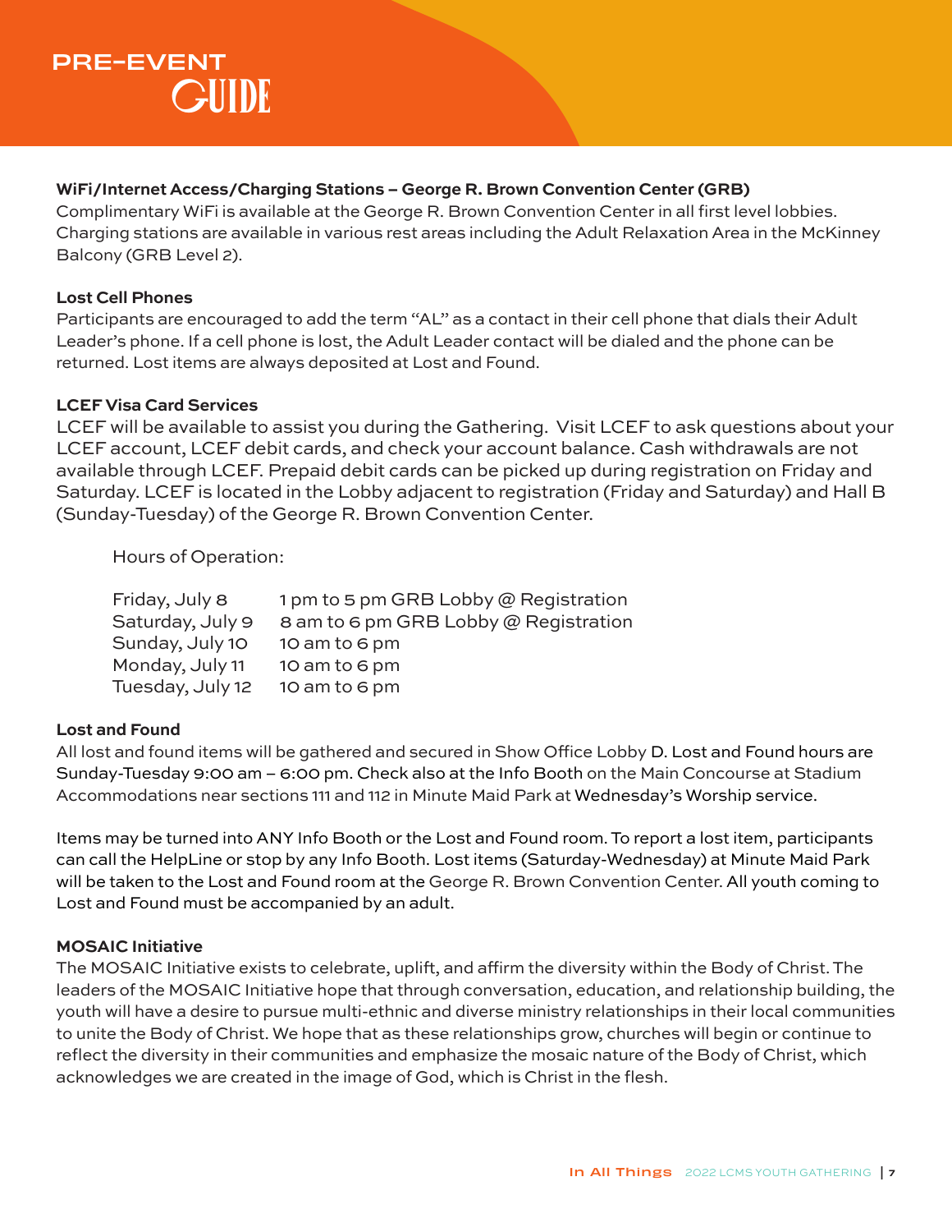# PRE-EVENT GUIDE

**WiFi/Internet Access/Charging Stations – George R. Brown Convention Center (GRB)**
Complimentary WiFi is available at the George R. Brown Convention Center in all first level lobbies. Charging stations are available in various rest areas including the Adult Relaxation Area in the McKinney Balcony (GRB Level 2).

**Lost Cell Phones**
Participants are encouraged to add the term "AL" as a contact in their cell phone that dials their Adult Leader's phone. If a cell phone is lost, the Adult Leader contact will be dialed and the phone can be returned. Lost items are always deposited at Lost and Found.

**LCEF Visa Card Services**
LCEF will be available to assist you during the Gathering. Visit LCEF to ask questions about your LCEF account, LCEF debit cards, and check your account balance. Cash withdrawals are not available through LCEF. Prepaid debit cards can be picked up during registration on Friday and Saturday. LCEF is located in the Lobby adjacent to registration (Friday and Saturday) and Hall B (Sunday-Tuesday) of the George R. Brown Convention Center.

Hours of Operation:

| | |
|---|---|
| Friday, July 8 | 1 pm to 5 pm GRB Lobby @ Registration |
| Saturday, July 9 | 8 am to 6 pm GRB Lobby @ Registration |
| Sunday, July 10 | 10 am to 6 pm |
| Monday, July 11 | 10 am to 6 pm |
| Tuesday, July 12 | 10 am to 6 pm |

**Lost and Found**
All lost and found items will be gathered and secured in Show Office Lobby D. Lost and Found hours are Sunday-Tuesday 9:00 am – 6:00 pm. Check also at the Info Booth on the Main Concourse at Stadium Accommodations near sections 111 and 112 in Minute Maid Park at Wednesday's Worship service.

Items may be turned into ANY Info Booth or the Lost and Found room. To report a lost item, participants can call the HelpLine or stop by any Info Booth. Lost items (Saturday-Wednesday) at Minute Maid Park will be taken to the Lost and Found room at the George R. Brown Convention Center. All youth coming to Lost and Found must be accompanied by an adult.

**MOSAIC Initiative**
The MOSAIC Initiative exists to celebrate, uplift, and affirm the diversity within the Body of Christ. The leaders of the MOSAIC Initiative hope that through conversation, education, and relationship building, the youth will have a desire to pursue multi-ethnic and diverse ministry relationships in their local communities to unite the Body of Christ. We hope that as these relationships grow, churches will begin or continue to reflect the diversity in their communities and emphasize the mosaic nature of the Body of Christ, which acknowledges we are created in the image of God, which is Christ in the flesh.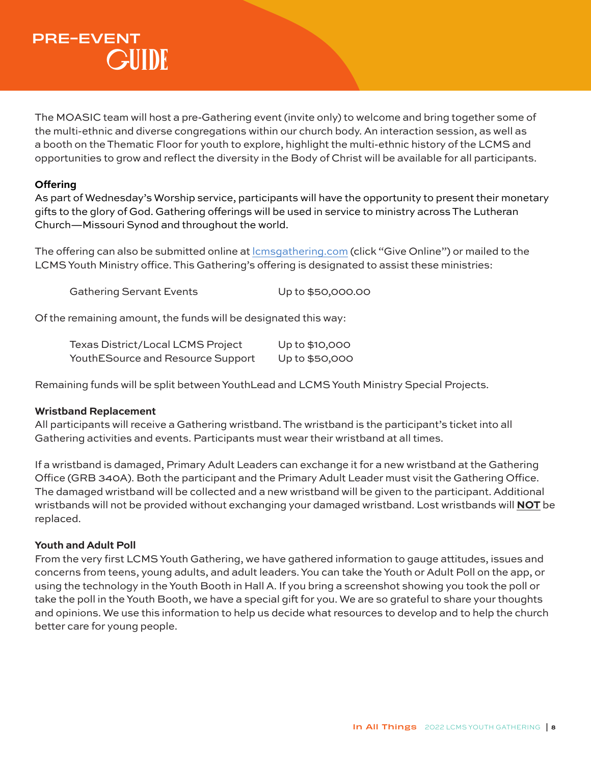# PRE-EVENT GUIDE

The MOASIC team will host a pre-Gathering event (invite only) to welcome and bring together some of the multi-ethnic and diverse congregations within our church body. An interaction session, as well as a booth on the Thematic Floor for youth to explore, highlight the multi-ethnic history of the LCMS and opportunities to grow and reflect the diversity in the Body of Christ will be available for all participants.

**Offering**

As part of Wednesday's Worship service, participants will have the opportunity to present their monetary gifts to the glory of God. Gathering offerings will be used in service to ministry across The Lutheran Church—Missouri Synod and throughout the world.

The offering can also be submitted online at lcmsgathering.com (click "Give Online") or mailed to the LCMS Youth Ministry office. This Gathering's offering is designated to assist these ministries:

| | |
|---|---|
| Gathering Servant Events | Up to $50,000.00 |

Of the remaining amount, the funds will be designated this way:

| | |
|---|---|
| Texas District/Local LCMS Project | Up to $10,000 |
| YouthESource and Resource Support | Up to $50,000 |

Remaining funds will be split between YouthLead and LCMS Youth Ministry Special Projects.

**Wristband Replacement**

All participants will receive a Gathering wristband. The wristband is the participant's ticket into all Gathering activities and events. Participants must wear their wristband at all times.

If a wristband is damaged, Primary Adult Leaders can exchange it for a new wristband at the Gathering Office (GRB 340A). Both the participant and the Primary Adult Leader must visit the Gathering Office. The damaged wristband will be collected and a new wristband will be given to the participant. Additional wristbands will not be provided without exchanging your damaged wristband. Lost wristbands will **NOT** be replaced.

**Youth and Adult Poll**

From the very first LCMS Youth Gathering, we have gathered information to gauge attitudes, issues and concerns from teens, young adults, and adult leaders. You can take the Youth or Adult Poll on the app, or using the technology in the Youth Booth in Hall A. If you bring a screenshot showing you took the poll or take the poll in the Youth Booth, we have a special gift for you. We are so grateful to share your thoughts and opinions. We use this information to help us decide what resources to develop and to help the church better care for young people.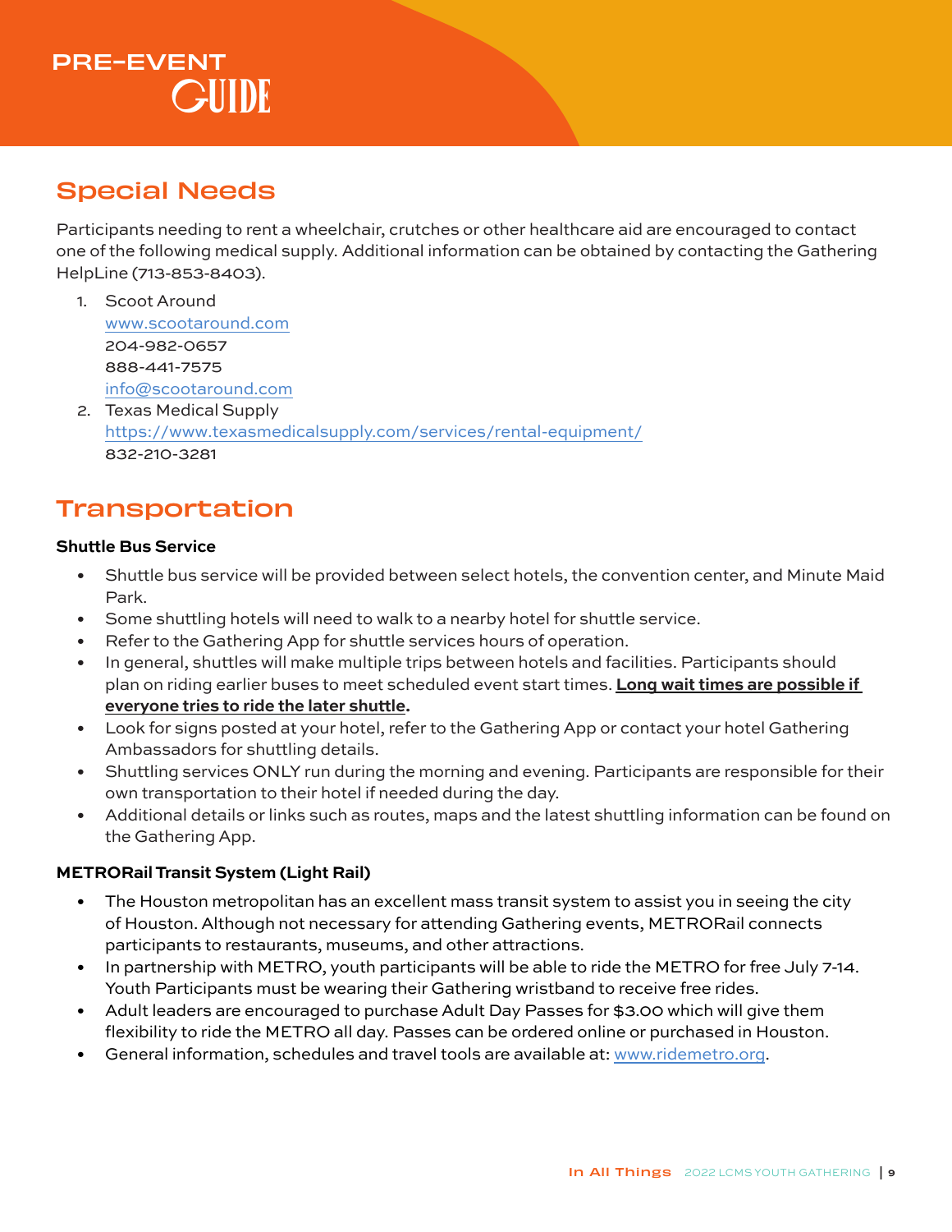## Special Needs

Participants needing to rent a wheelchair, crutches or other healthcare aid are encouraged to contact one of the following medical supply. Additional information can be obtained by contacting the Gathering HelpLine (713-853-8403).

1. Scoot Around
   www.scootaround.com
   204-982-0657
   888-441-7575
   info@scootaround.com
2. Texas Medical Supply
   https://www.texasmedicalsupply.com/services/rental-equipment/
   832-210-3281

## Transportation

### Shuttle Bus Service

- Shuttle bus service will be provided between select hotels, the convention center, and Minute Maid Park.
- Some shuttling hotels will need to walk to a nearby hotel for shuttle service.
- Refer to the Gathering App for shuttle services hours of operation.
- In general, shuttles will make multiple trips between hotels and facilities. Participants should plan on riding earlier buses to meet scheduled event start times. **Long wait times are possible if everyone tries to ride the later shuttle.**
- Look for signs posted at your hotel, refer to the Gathering App or contact your hotel Gathering Ambassadors for shuttling details.
- Shuttling services ONLY run during the morning and evening. Participants are responsible for their own transportation to their hotel if needed during the day.
- Additional details or links such as routes, maps and the latest shuttling information can be found on the Gathering App.

### METRORail Transit System (Light Rail)

- The Houston metropolitan has an excellent mass transit system to assist you in seeing the city of Houston. Although not necessary for attending Gathering events, METRORail connects participants to restaurants, museums, and other attractions.
- In partnership with METRO, youth participants will be able to ride the METRO for free July 7-14. Youth Participants must be wearing their Gathering wristband to receive free rides.
- Adult leaders are encouraged to purchase Adult Day Passes for $3.00 which will give them flexibility to ride the METRO all day. Passes can be ordered online or purchased in Houston.
- General information, schedules and travel tools are available at: www.ridemetro.org.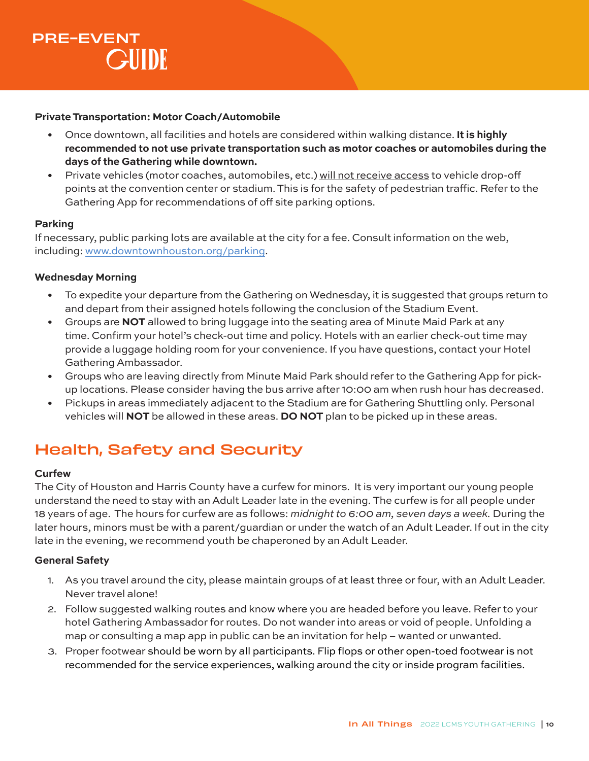**Private Transportation: Motor Coach/Automobile**

- Once downtown, all facilities and hotels are considered within walking distance. **It is highly recommended to not use private transportation such as motor coaches or automobiles during the days of the Gathering while downtown.**
- Private vehicles (motor coaches, automobiles, etc.) will not receive access to vehicle drop-off points at the convention center or stadium. This is for the safety of pedestrian traffic. Refer to the Gathering App for recommendations of off site parking options.

**Parking**

If necessary, public parking lots are available at the city for a fee. Consult information on the web, including: www.downtownhouston.org/parking.

**Wednesday Morning**

- To expedite your departure from the Gathering on Wednesday, it is suggested that groups return to and depart from their assigned hotels following the conclusion of the Stadium Event.
- Groups are **NOT** allowed to bring luggage into the seating area of Minute Maid Park at any time. Confirm your hotel's check-out time and policy. Hotels with an earlier check-out time may provide a luggage holding room for your convenience. If you have questions, contact your Hotel Gathering Ambassador.
- Groups who are leaving directly from Minute Maid Park should refer to the Gathering App for pick-up locations. Please consider having the bus arrive after 10:00 am when rush hour has decreased.
- Pickups in areas immediately adjacent to the Stadium are for Gathering Shuttling only. Personal vehicles will **NOT** be allowed in these areas. **DO NOT** plan to be picked up in these areas.

## Health, Safety and Security

**Curfew**

The City of Houston and Harris County have a curfew for minors. It is very important our young people understand the need to stay with an Adult Leader late in the evening. The curfew is for all people under 18 years of age. The hours for curfew are as follows: *midnight to 6:00 am, seven days a week.* During the later hours, minors must be with a parent/guardian or under the watch of an Adult Leader. If out in the city late in the evening, we recommend youth be chaperoned by an Adult Leader.

**General Safety**

1. As you travel around the city, please maintain groups of at least three or four, with an Adult Leader. Never travel alone!
2. Follow suggested walking routes and know where you are headed before you leave. Refer to your hotel Gathering Ambassador for routes. Do not wander into areas or void of people. Unfolding a map or consulting a map app in public can be an invitation for help – wanted or unwanted.
3. Proper footwear should be worn by all participants. Flip flops or other open-toed footwear is not recommended for the service experiences, walking around the city or inside program facilities.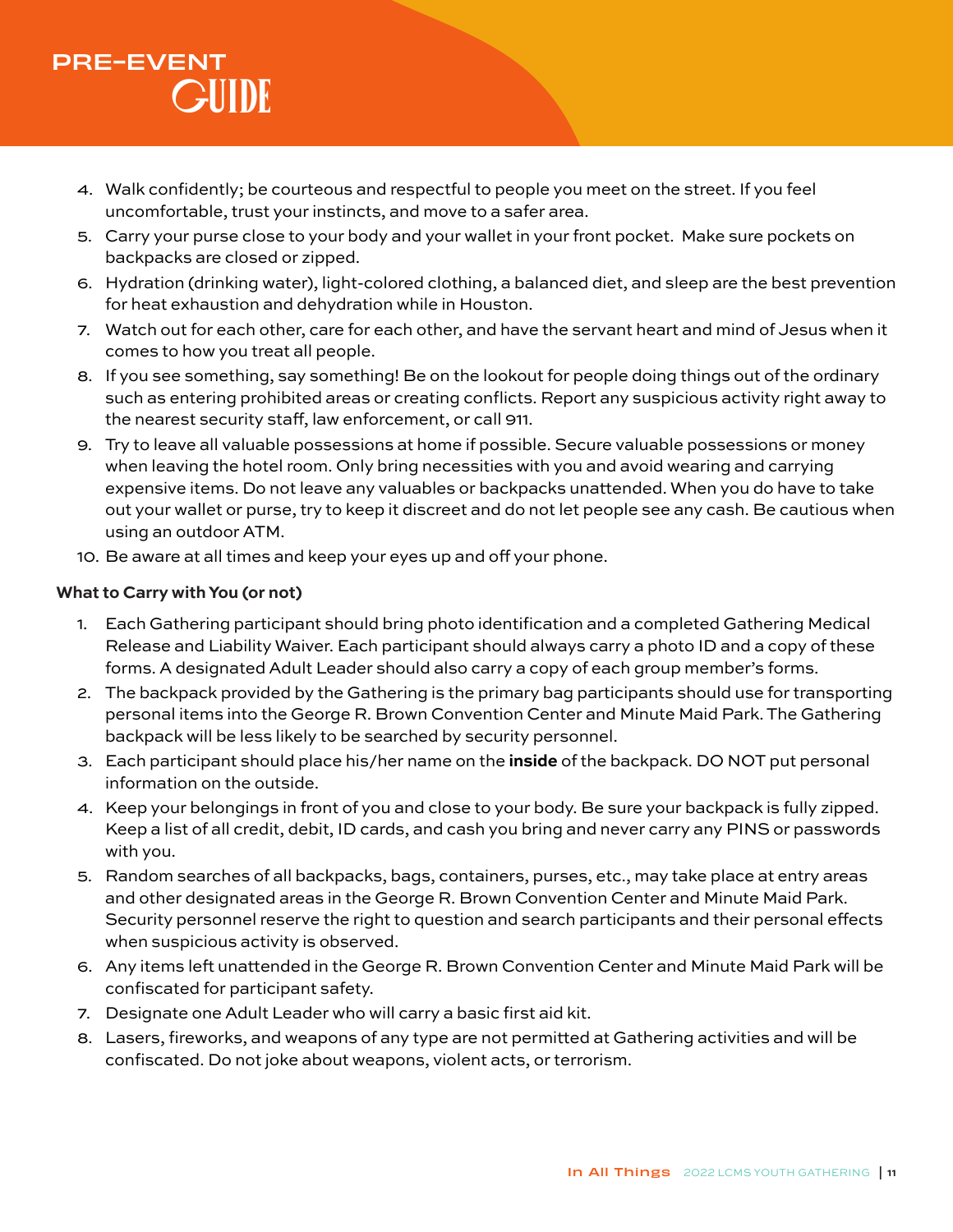4. Walk confidently; be courteous and respectful to people you meet on the street. If you feel uncomfortable, trust your instincts, and move to a safer area.
5. Carry your purse close to your body and your wallet in your front pocket. Make sure pockets on backpacks are closed or zipped.
6. Hydration (drinking water), light-colored clothing, a balanced diet, and sleep are the best prevention for heat exhaustion and dehydration while in Houston.
7. Watch out for each other, care for each other, and have the servant heart and mind of Jesus when it comes to how you treat all people.
8. If you see something, say something! Be on the lookout for people doing things out of the ordinary such as entering prohibited areas or creating conflicts. Report any suspicious activity right away to the nearest security staff, law enforcement, or call 911.
9. Try to leave all valuable possessions at home if possible. Secure valuable possessions or money when leaving the hotel room. Only bring necessities with you and avoid wearing and carrying expensive items. Do not leave any valuables or backpacks unattended. When you do have to take out your wallet or purse, try to keep it discreet and do not let people see any cash. Be cautious when using an outdoor ATM.
10. Be aware at all times and keep your eyes up and off your phone.

**What to Carry with You (or not)**

1. Each Gathering participant should bring photo identification and a completed Gathering Medical Release and Liability Waiver. Each participant should always carry a photo ID and a copy of these forms. A designated Adult Leader should also carry a copy of each group member's forms.
2. The backpack provided by the Gathering is the primary bag participants should use for transporting personal items into the George R. Brown Convention Center and Minute Maid Park. The Gathering backpack will be less likely to be searched by security personnel.
3. Each participant should place his/her name on the **inside** of the backpack. DO NOT put personal information on the outside.
4. Keep your belongings in front of you and close to your body. Be sure your backpack is fully zipped. Keep a list of all credit, debit, ID cards, and cash you bring and never carry any PINS or passwords with you.
5. Random searches of all backpacks, bags, containers, purses, etc., may take place at entry areas and other designated areas in the George R. Brown Convention Center and Minute Maid Park. Security personnel reserve the right to question and search participants and their personal effects when suspicious activity is observed.
6. Any items left unattended in the George R. Brown Convention Center and Minute Maid Park will be confiscated for participant safety.
7. Designate one Adult Leader who will carry a basic first aid kit.
8. Lasers, fireworks, and weapons of any type are not permitted at Gathering activities and will be confiscated. Do not joke about weapons, violent acts, or terrorism.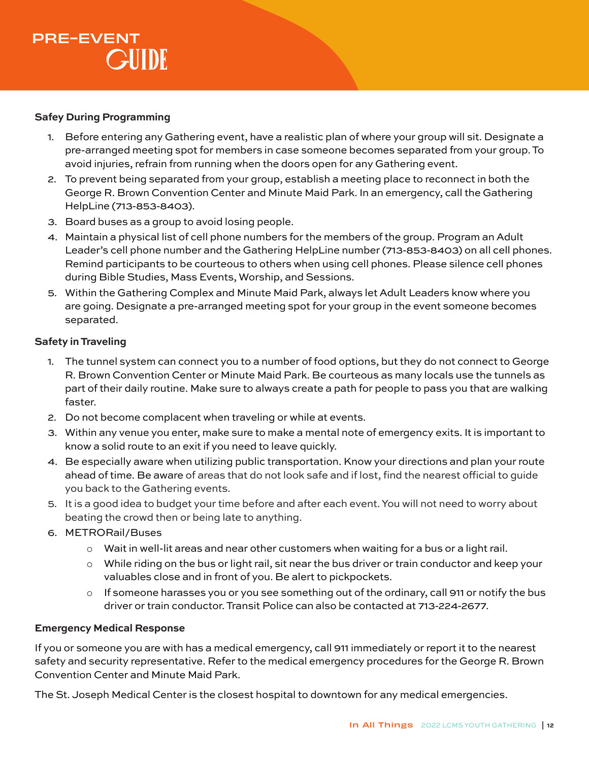# PRE-EVENT GUIDE

**Safey During Programming**

1. Before entering any Gathering event, have a realistic plan of where your group will sit. Designate a pre-arranged meeting spot for members in case someone becomes separated from your group. To avoid injuries, refrain from running when the doors open for any Gathering event.
2. To prevent being separated from your group, establish a meeting place to reconnect in both the George R. Brown Convention Center and Minute Maid Park. In an emergency, call the Gathering HelpLine (713-853-8403).
3. Board buses as a group to avoid losing people.
4. Maintain a physical list of cell phone numbers for the members of the group. Program an Adult Leader's cell phone number and the Gathering HelpLine number (713-853-8403) on all cell phones. Remind participants to be courteous to others when using cell phones. Please silence cell phones during Bible Studies, Mass Events, Worship, and Sessions.
5. Within the Gathering Complex and Minute Maid Park, always let Adult Leaders know where you are going. Designate a pre-arranged meeting spot for your group in the event someone becomes separated.

**Safety in Traveling**

1. The tunnel system can connect you to a number of food options, but they do not connect to George R. Brown Convention Center or Minute Maid Park. Be courteous as many locals use the tunnels as part of their daily routine. Make sure to always create a path for people to pass you that are walking faster.
2. Do not become complacent when traveling or while at events.
3. Within any venue you enter, make sure to make a mental note of emergency exits. It is important to know a solid route to an exit if you need to leave quickly.
4. Be especially aware when utilizing public transportation. Know your directions and plan your route ahead of time. Be aware of areas that do not look safe and if lost, find the nearest official to guide you back to the Gathering events.
5. It is a good idea to budget your time before and after each event. You will not need to worry about beating the crowd then or being late to anything.
6. METRORail/Buses
   - Wait in well-lit areas and near other customers when waiting for a bus or a light rail.
   - While riding on the bus or light rail, sit near the bus driver or train conductor and keep your valuables close and in front of you. Be alert to pickpockets.
   - If someone harasses you or you see something out of the ordinary, call 911 or notify the bus driver or train conductor. Transit Police can also be contacted at 713-224-2677.

**Emergency Medical Response**

If you or someone you are with has a medical emergency, call 911 immediately or report it to the nearest safety and security representative. Refer to the medical emergency procedures for the George R. Brown Convention Center and Minute Maid Park.

The St. Joseph Medical Center is the closest hospital to downtown for any medical emergencies.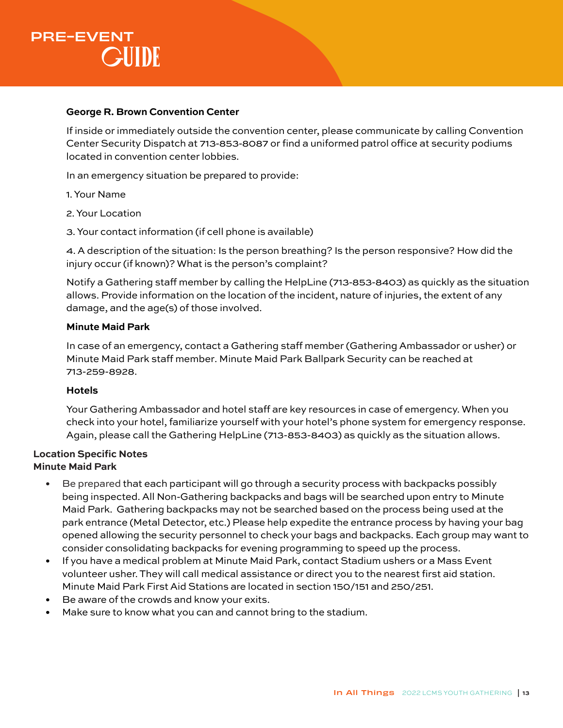**George R. Brown Convention Center**

If inside or immediately outside the convention center, please communicate by calling Convention Center Security Dispatch at 713-853-8087 or find a uniformed patrol office at security podiums located in convention center lobbies.

In an emergency situation be prepared to provide:

1. Your Name

2. Your Location

3. Your contact information (if cell phone is available)

4. A description of the situation: Is the person breathing? Is the person responsive? How did the injury occur (if known)? What is the person's complaint?

Notify a Gathering staff member by calling the HelpLine (713-853-8403) as quickly as the situation allows. Provide information on the location of the incident, nature of injuries, the extent of any damage, and the age(s) of those involved.

**Minute Maid Park**

In case of an emergency, contact a Gathering staff member (Gathering Ambassador or usher) or Minute Maid Park staff member. Minute Maid Park Ballpark Security can be reached at 713-259-8928.

**Hotels**

Your Gathering Ambassador and hotel staff are key resources in case of emergency. When you check into your hotel, familiarize yourself with your hotel's phone system for emergency response. Again, please call the Gathering HelpLine (713-853-8403) as quickly as the situation allows.

**Location Specific Notes**
**Minute Maid Park**

- Be prepared that each participant will go through a security process with backpacks possibly being inspected. All Non-Gathering backpacks and bags will be searched upon entry to Minute Maid Park. Gathering backpacks may not be searched based on the process being used at the park entrance (Metal Detector, etc.) Please help expedite the entrance process by having your bag opened allowing the security personnel to check your bags and backpacks. Each group may want to consider consolidating backpacks for evening programming to speed up the process.
- If you have a medical problem at Minute Maid Park, contact Stadium ushers or a Mass Event volunteer usher. They will call medical assistance or direct you to the nearest first aid station. Minute Maid Park First Aid Stations are located in section 150/151 and 250/251.
- Be aware of the crowds and know your exits.
- Make sure to know what you can and cannot bring to the stadium.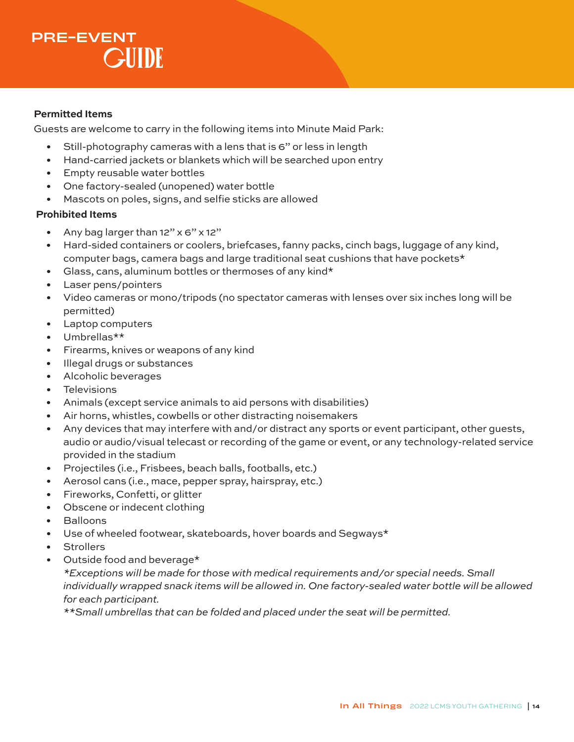# PRE-EVENT GUIDE

**Permitted Items**

Guests are welcome to carry in the following items into Minute Maid Park:

- Still-photography cameras with a lens that is 6" or less in length
- Hand-carried jackets or blankets which will be searched upon entry
- Empty reusable water bottles
- One factory-sealed (unopened) water bottle
- Mascots on poles, signs, and selfie sticks are allowed

**Prohibited Items**

- Any bag larger than 12" x 6" x 12"
- Hard-sided containers or coolers, briefcases, fanny packs, cinch bags, luggage of any kind, computer bags, camera bags and large traditional seat cushions that have pockets*
- Glass, cans, aluminum bottles or thermoses of any kind*
- Laser pens/pointers
- Video cameras or mono/tripods (no spectator cameras with lenses over six inches long will be permitted)
- Laptop computers
- Umbrellas**
- Firearms, knives or weapons of any kind
- Illegal drugs or substances
- Alcoholic beverages
- Televisions
- Animals (except service animals to aid persons with disabilities)
- Air horns, whistles, cowbells or other distracting noisemakers
- Any devices that may interfere with and/or distract any sports or event participant, other guests, audio or audio/visual telecast or recording of the game or event, or any technology-related service provided in the stadium
- Projectiles (i.e., Frisbees, beach balls, footballs, etc.)
- Aerosol cans (i.e., mace, pepper spray, hairspray, etc.)
- Fireworks, Confetti, or glitter
- Obscene or indecent clothing
- Balloons
- Use of wheeled footwear, skateboards, hover boards and Segways*
- Strollers
- Outside food and beverage*

  *\*Exceptions will be made for those with medical requirements and/or special needs. Small individually wrapped snack items will be allowed in. One factory-sealed water bottle will be allowed for each participant.*

  *\*\*Small umbrellas that can be folded and placed under the seat will be permitted.*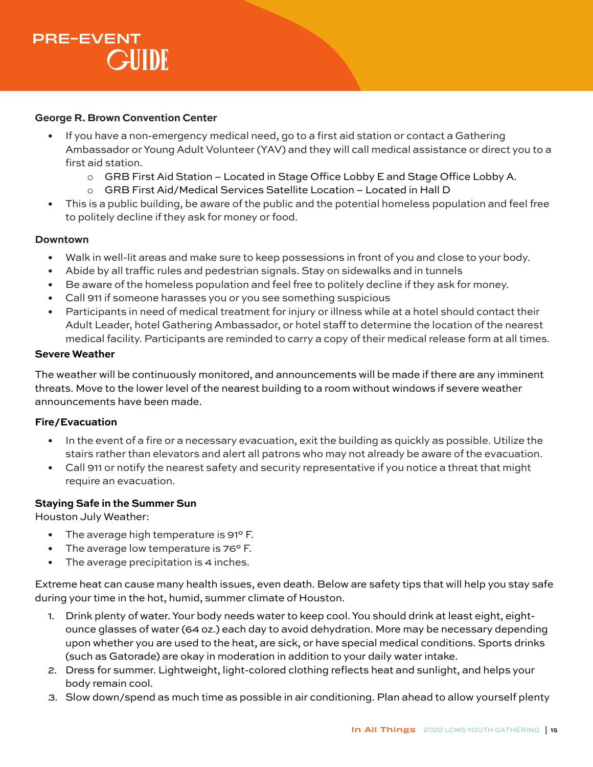**George R. Brown Convention Center**

- If you have a non-emergency medical need, go to a first aid station or contact a Gathering Ambassador or Young Adult Volunteer (YAV) and they will call medical assistance or direct you to a first aid station.
    - GRB First Aid Station – Located in Stage Office Lobby E and Stage Office Lobby A.
    - GRB First Aid/Medical Services Satellite Location – Located in Hall D
- This is a public building, be aware of the public and the potential homeless population and feel free to politely decline if they ask for money or food.

**Downtown**

- Walk in well-lit areas and make sure to keep possessions in front of you and close to your body.
- Abide by all traffic rules and pedestrian signals. Stay on sidewalks and in tunnels
- Be aware of the homeless population and feel free to politely decline if they ask for money.
- Call 911 if someone harasses you or you see something suspicious
- Participants in need of medical treatment for injury or illness while at a hotel should contact their Adult Leader, hotel Gathering Ambassador, or hotel staff to determine the location of the nearest medical facility. Participants are reminded to carry a copy of their medical release form at all times.

**Severe Weather**

The weather will be continuously monitored, and announcements will be made if there are any imminent threats. Move to the lower level of the nearest building to a room without windows if severe weather announcements have been made.

**Fire/Evacuation**

- In the event of a fire or a necessary evacuation, exit the building as quickly as possible. Utilize the stairs rather than elevators and alert all patrons who may not already be aware of the evacuation.
- Call 911 or notify the nearest safety and security representative if you notice a threat that might require an evacuation.

**Staying Safe in the Summer Sun**

Houston July Weather:

- The average high temperature is 91° F.
- The average low temperature is 76° F.
- The average precipitation is 4 inches.

Extreme heat can cause many health issues, even death. Below are safety tips that will help you stay safe during your time in the hot, humid, summer climate of Houston.

1. Drink plenty of water. Your body needs water to keep cool. You should drink at least eight, eight-ounce glasses of water (64 oz.) each day to avoid dehydration. More may be necessary depending upon whether you are used to the heat, are sick, or have special medical conditions. Sports drinks (such as Gatorade) are okay in moderation in addition to your daily water intake.
2. Dress for summer. Lightweight, light-colored clothing reflects heat and sunlight, and helps your body remain cool.
3. Slow down/spend as much time as possible in air conditioning. Plan ahead to allow yourself plenty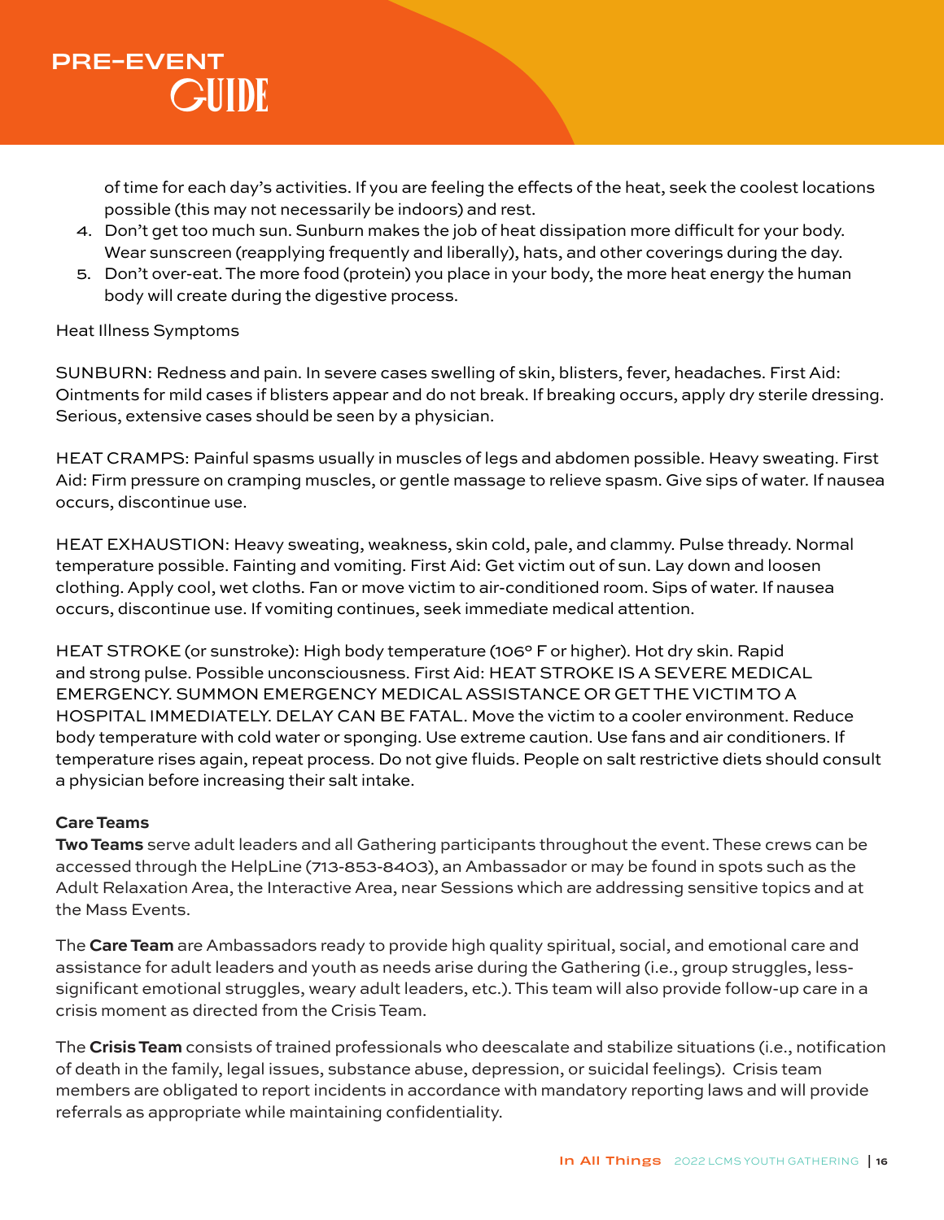of time for each day's activities. If you are feeling the effects of the heat, seek the coolest locations possible (this may not necessarily be indoors) and rest.

4. Don't get too much sun. Sunburn makes the job of heat dissipation more difficult for your body. Wear sunscreen (reapplying frequently and liberally), hats, and other coverings during the day.
5. Don't over-eat. The more food (protein) you place in your body, the more heat energy the human body will create during the digestive process.

Heat Illness Symptoms

SUNBURN: Redness and pain. In severe cases swelling of skin, blisters, fever, headaches. First Aid: Ointments for mild cases if blisters appear and do not break. If breaking occurs, apply dry sterile dressing. Serious, extensive cases should be seen by a physician.

HEAT CRAMPS: Painful spasms usually in muscles of legs and abdomen possible. Heavy sweating. First Aid: Firm pressure on cramping muscles, or gentle massage to relieve spasm. Give sips of water. If nausea occurs, discontinue use.

HEAT EXHAUSTION: Heavy sweating, weakness, skin cold, pale, and clammy. Pulse thready. Normal temperature possible. Fainting and vomiting. First Aid: Get victim out of sun. Lay down and loosen clothing. Apply cool, wet cloths. Fan or move victim to air-conditioned room. Sips of water. If nausea occurs, discontinue use. If vomiting continues, seek immediate medical attention.

HEAT STROKE (or sunstroke): High body temperature (106° F or higher). Hot dry skin. Rapid and strong pulse. Possible unconsciousness. First Aid: HEAT STROKE IS A SEVERE MEDICAL EMERGENCY. SUMMON EMERGENCY MEDICAL ASSISTANCE OR GET THE VICTIM TO A HOSPITAL IMMEDIATELY. DELAY CAN BE FATAL. Move the victim to a cooler environment. Reduce body temperature with cold water or sponging. Use extreme caution. Use fans and air conditioners. If temperature rises again, repeat process. Do not give fluids. People on salt restrictive diets should consult a physician before increasing their salt intake.

**Care Teams**

**Two Teams** serve adult leaders and all Gathering participants throughout the event. These crews can be accessed through the HelpLine (713-853-8403), an Ambassador or may be found in spots such as the Adult Relaxation Area, the Interactive Area, near Sessions which are addressing sensitive topics and at the Mass Events.

The **Care Team** are Ambassadors ready to provide high quality spiritual, social, and emotional care and assistance for adult leaders and youth as needs arise during the Gathering (i.e., group struggles, less-significant emotional struggles, weary adult leaders, etc.). This team will also provide follow-up care in a crisis moment as directed from the Crisis Team.

The **Crisis Team** consists of trained professionals who deescalate and stabilize situations (i.e., notification of death in the family, legal issues, substance abuse, depression, or suicidal feelings). Crisis team members are obligated to report incidents in accordance with mandatory reporting laws and will provide referrals as appropriate while maintaining confidentiality.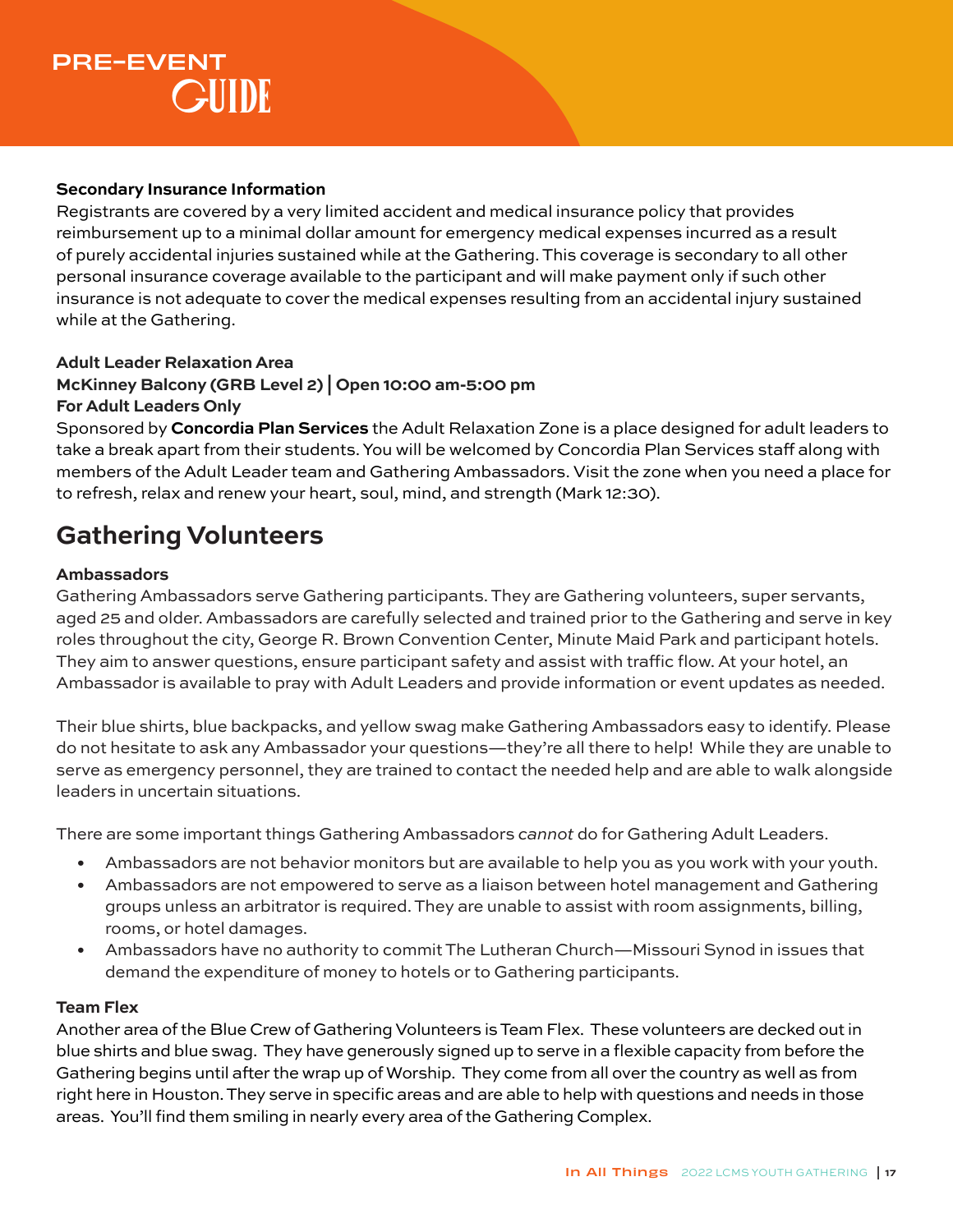**Secondary Insurance Information**

Registrants are covered by a very limited accident and medical insurance policy that provides reimbursement up to a minimal dollar amount for emergency medical expenses incurred as a result of purely accidental injuries sustained while at the Gathering. This coverage is secondary to all other personal insurance coverage available to the participant and will make payment only if such other insurance is not adequate to cover the medical expenses resulting from an accidental injury sustained while at the Gathering.

**Adult Leader Relaxation Area**
**McKinney Balcony (GRB Level 2) | Open 10:00 am-5:00 pm**
**For Adult Leaders Only**

Sponsored by **Concordia Plan Services** the Adult Relaxation Zone is a place designed for adult leaders to take a break apart from their students. You will be welcomed by Concordia Plan Services staff along with members of the Adult Leader team and Gathering Ambassadors. Visit the zone when you need a place for to refresh, relax and renew your heart, soul, mind, and strength (Mark 12:30).

## Gathering Volunteers

**Ambassadors**

Gathering Ambassadors serve Gathering participants. They are Gathering volunteers, super servants, aged 25 and older. Ambassadors are carefully selected and trained prior to the Gathering and serve in key roles throughout the city, George R. Brown Convention Center, Minute Maid Park and participant hotels. They aim to answer questions, ensure participant safety and assist with traffic flow. At your hotel, an Ambassador is available to pray with Adult Leaders and provide information or event updates as needed.

Their blue shirts, blue backpacks, and yellow swag make Gathering Ambassadors easy to identify. Please do not hesitate to ask any Ambassador your questions—they're all there to help! While they are unable to serve as emergency personnel, they are trained to contact the needed help and are able to walk alongside leaders in uncertain situations.

There are some important things Gathering Ambassadors *cannot* do for Gathering Adult Leaders.

- Ambassadors are not behavior monitors but are available to help you as you work with your youth.
- Ambassadors are not empowered to serve as a liaison between hotel management and Gathering groups unless an arbitrator is required. They are unable to assist with room assignments, billing, rooms, or hotel damages.
- Ambassadors have no authority to commit The Lutheran Church—Missouri Synod in issues that demand the expenditure of money to hotels or to Gathering participants.

**Team Flex**

Another area of the Blue Crew of Gathering Volunteers is Team Flex. These volunteers are decked out in blue shirts and blue swag. They have generously signed up to serve in a flexible capacity from before the Gathering begins until after the wrap up of Worship. They come from all over the country as well as from right here in Houston. They serve in specific areas and are able to help with questions and needs in those areas. You'll find them smiling in nearly every area of the Gathering Complex.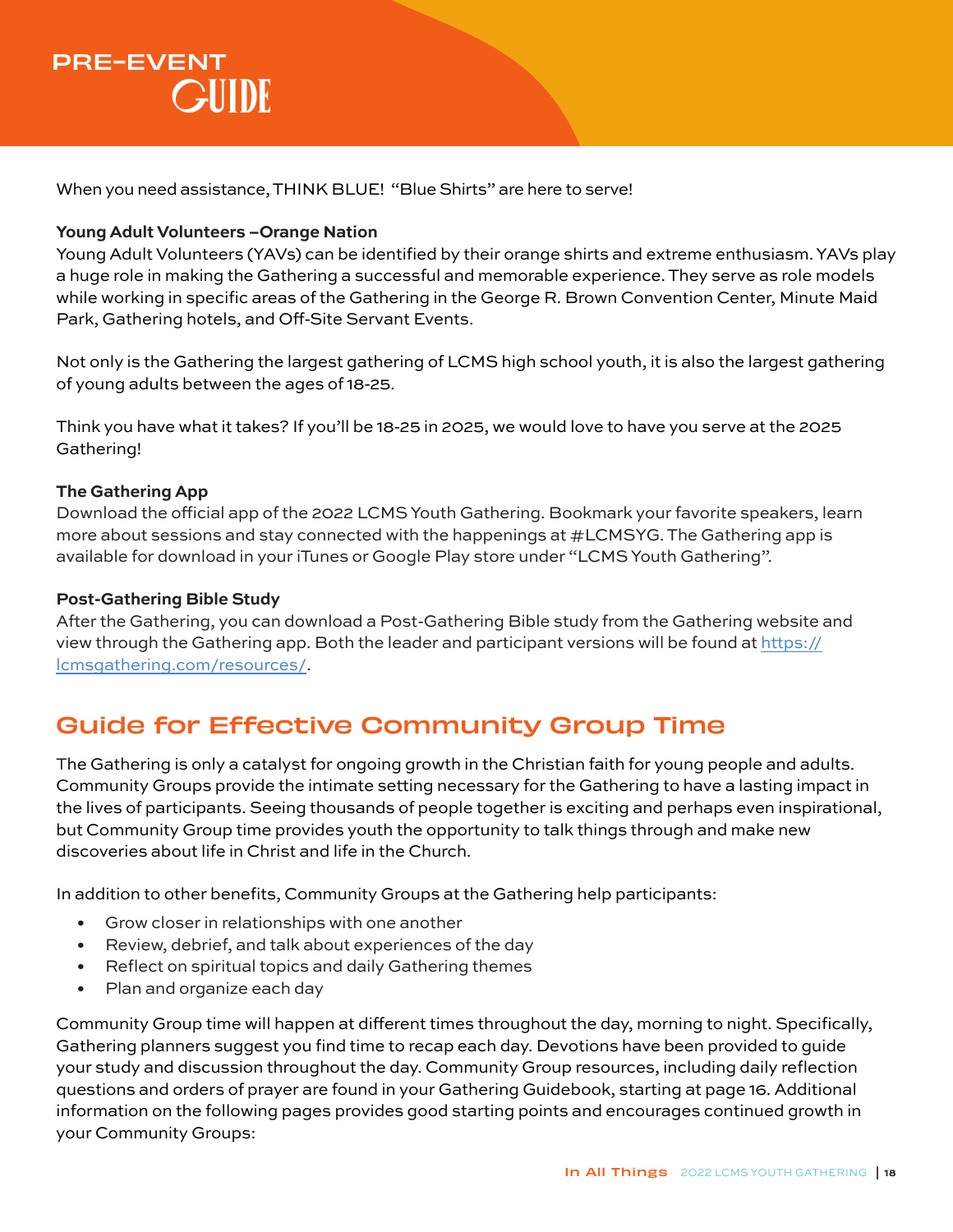When you need assistance, THINK BLUE! "Blue Shirts" are here to serve!

**Young Adult Volunteers –Orange Nation**

Young Adult Volunteers (YAVs) can be identified by their orange shirts and extreme enthusiasm. YAVs play a huge role in making the Gathering a successful and memorable experience. They serve as role models while working in specific areas of the Gathering in the George R. Brown Convention Center, Minute Maid Park, Gathering hotels, and Off-Site Servant Events.

Not only is the Gathering the largest gathering of LCMS high school youth, it is also the largest gathering of young adults between the ages of 18-25.

Think you have what it takes? If you'll be 18-25 in 2025, we would love to have you serve at the 2025 Gathering!

**The Gathering App**

Download the official app of the 2022 LCMS Youth Gathering. Bookmark your favorite speakers, learn more about sessions and stay connected with the happenings at #LCMSYG. The Gathering app is available for download in your iTunes or Google Play store under "LCMS Youth Gathering".

**Post-Gathering Bible Study**

After the Gathering, you can download a Post-Gathering Bible study from the Gathering website and view through the Gathering app. Both the leader and participant versions will be found at https://lcmsgathering.com/resources/.

## Guide for Effective Community Group Time

The Gathering is only a catalyst for ongoing growth in the Christian faith for young people and adults. Community Groups provide the intimate setting necessary for the Gathering to have a lasting impact in the lives of participants. Seeing thousands of people together is exciting and perhaps even inspirational, but Community Group time provides youth the opportunity to talk things through and make new discoveries about life in Christ and life in the Church.

In addition to other benefits, Community Groups at the Gathering help participants:

- Grow closer in relationships with one another
- Review, debrief, and talk about experiences of the day
- Reflect on spiritual topics and daily Gathering themes
- Plan and organize each day

Community Group time will happen at different times throughout the day, morning to night. Specifically, Gathering planners suggest you find time to recap each day. Devotions have been provided to guide your study and discussion throughout the day. Community Group resources, including daily reflection questions and orders of prayer are found in your Gathering Guidebook, starting at page 16. Additional information on the following pages provides good starting points and encourages continued growth in your Community Groups: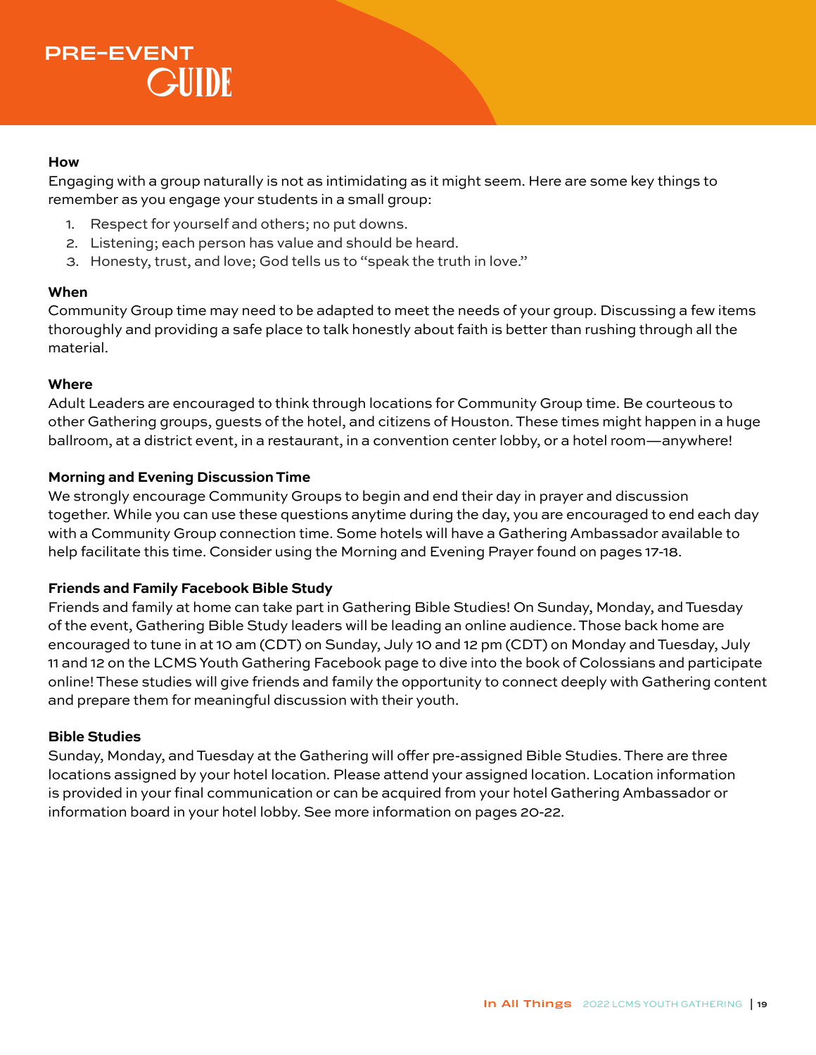# PRE-EVENT GUIDE

### How

Engaging with a group naturally is not as intimidating as it might seem. Here are some key things to remember as you engage your students in a small group:

1. Respect for yourself and others; no put downs.
2. Listening; each person has value and should be heard.
3. Honesty, trust, and love; God tells us to "speak the truth in love."

### When

Community Group time may need to be adapted to meet the needs of your group. Discussing a few items thoroughly and providing a safe place to talk honestly about faith is better than rushing through all the material.

### Where

Adult Leaders are encouraged to think through locations for Community Group time. Be courteous to other Gathering groups, guests of the hotel, and citizens of Houston. These times might happen in a huge ballroom, at a district event, in a restaurant, in a convention center lobby, or a hotel room—anywhere!

### Morning and Evening Discussion Time

We strongly encourage Community Groups to begin and end their day in prayer and discussion together. While you can use these questions anytime during the day, you are encouraged to end each day with a Community Group connection time. Some hotels will have a Gathering Ambassador available to help facilitate this time. Consider using the Morning and Evening Prayer found on pages 17-18.

### Friends and Family Facebook Bible Study

Friends and family at home can take part in Gathering Bible Studies! On Sunday, Monday, and Tuesday of the event, Gathering Bible Study leaders will be leading an online audience. Those back home are encouraged to tune in at 10 am (CDT) on Sunday, July 10 and 12 pm (CDT) on Monday and Tuesday, July 11 and 12 on the LCMS Youth Gathering Facebook page to dive into the book of Colossians and participate online! These studies will give friends and family the opportunity to connect deeply with Gathering content and prepare them for meaningful discussion with their youth.

### Bible Studies

Sunday, Monday, and Tuesday at the Gathering will offer pre-assigned Bible Studies. There are three locations assigned by your hotel location. Please attend your assigned location. Location information is provided in your final communication or can be acquired from your hotel Gathering Ambassador or information board in your hotel lobby. See more information on pages 20-22.